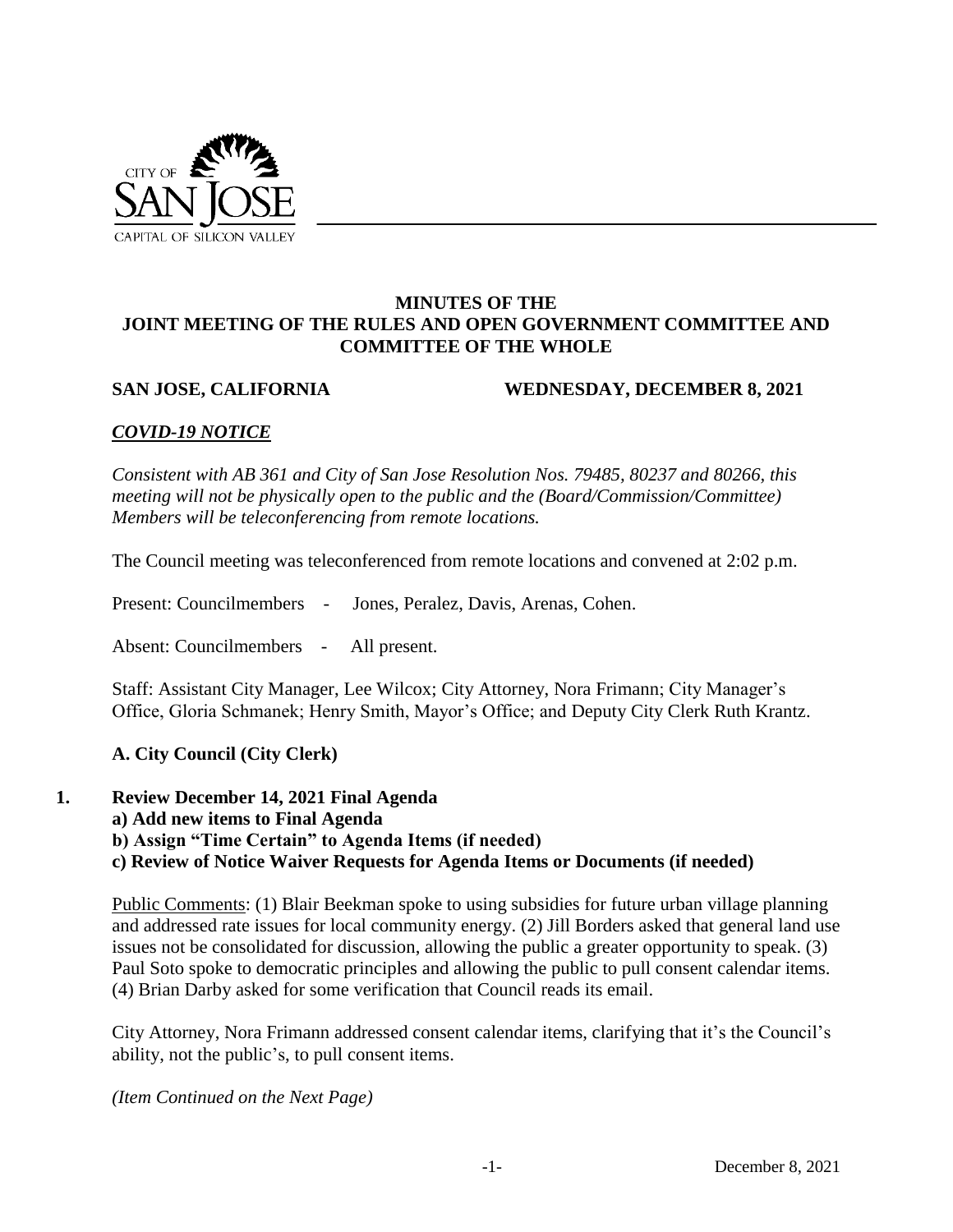# MINUTES OF THE JOINT MEETING OF THE RULES AND OPEN GOVERNMENT COMMITTEE AND COMMITTEE OF THE WHOLE

**SAN JOSE, CALIFORNIA** **WEDNESDAY, DECEMBER 8, 2021**

***COVID-19 NOTICE***

*Consistent with AB 361 and City of San Jose Resolution Nos. 79485, 80237 and 80266, this meeting will not be physically open to the public and the (Board/Commission/Committee) Members will be teleconferencing from remote locations.*

The Council meeting was teleconferenced from remote locations and convened at 2:02 p.m.

Present: Councilmembers - Jones, Peralez, Davis, Arenas, Cohen.

Absent: Councilmembers - All present.

Staff: Assistant City Manager, Lee Wilcox; City Attorney, Nora Frimann; City Manager's Office, Gloria Schmanek; Henry Smith, Mayor's Office; and Deputy City Clerk Ruth Krantz.

**A. City Council (City Clerk)**

**1. Review December 14, 2021 Final Agenda**
**a) Add new items to Final Agenda**
**b) Assign "Time Certain" to Agenda Items (if needed)**
**c) Review of Notice Waiver Requests for Agenda Items or Documents (if needed)**

Public Comments: (1) Blair Beekman spoke to using subsidies for future urban village planning and addressed rate issues for local community energy. (2) Jill Borders asked that general land use issues not be consolidated for discussion, allowing the public a greater opportunity to speak. (3) Paul Soto spoke to democratic principles and allowing the public to pull consent calendar items. (4) Brian Darby asked for some verification that Council reads its email.

City Attorney, Nora Frimann addressed consent calendar items, clarifying that it's the Council's ability, not the public's, to pull consent items.

*(Item Continued on the Next Page)*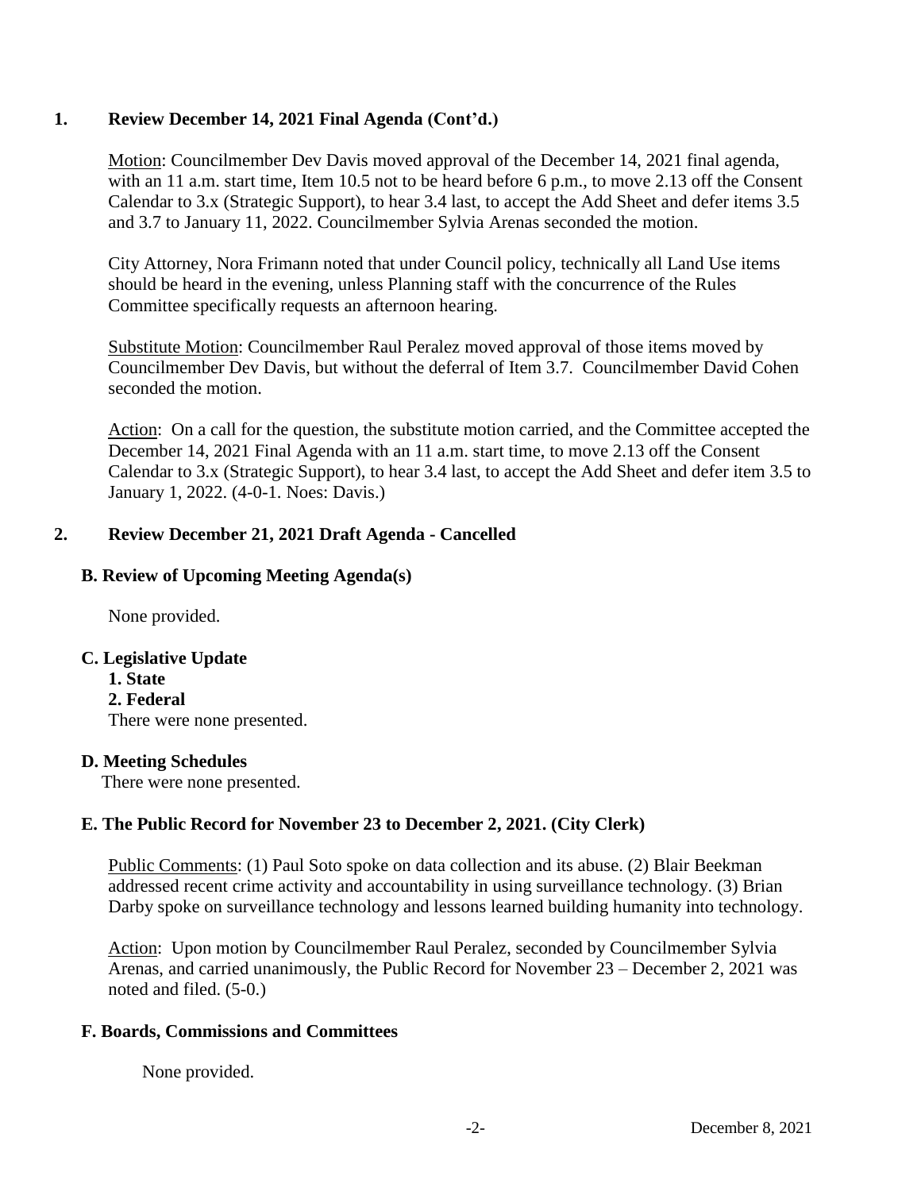## 1. Review December 14, 2021 Final Agenda (Cont'd.)

Motion: Councilmember Dev Davis moved approval of the December 14, 2021 final agenda, with an 11 a.m. start time, Item 10.5 not to be heard before 6 p.m., to move 2.13 off the Consent Calendar to 3.x (Strategic Support), to hear 3.4 last, to accept the Add Sheet and defer items 3.5 and 3.7 to January 11, 2022. Councilmember Sylvia Arenas seconded the motion.

City Attorney, Nora Frimann noted that under Council policy, technically all Land Use items should be heard in the evening, unless Planning staff with the concurrence of the Rules Committee specifically requests an afternoon hearing.

Substitute Motion: Councilmember Raul Peralez moved approval of those items moved by Councilmember Dev Davis, but without the deferral of Item 3.7. Councilmember David Cohen seconded the motion.

Action: On a call for the question, the substitute motion carried, and the Committee accepted the December 14, 2021 Final Agenda with an 11 a.m. start time, to move 2.13 off the Consent Calendar to 3.x (Strategic Support), to hear 3.4 last, to accept the Add Sheet and defer item 3.5 to January 1, 2022. (4-0-1. Noes: Davis.)

## 2. Review December 21, 2021 Draft Agenda - Cancelled

### B. Review of Upcoming Meeting Agenda(s)

None provided.

### C. Legislative Update

**1. State**

**2. Federal**

There were none presented.

### D. Meeting Schedules

There were none presented.

### E. The Public Record for November 23 to December 2, 2021. (City Clerk)

Public Comments: (1) Paul Soto spoke on data collection and its abuse. (2) Blair Beekman addressed recent crime activity and accountability in using surveillance technology. (3) Brian Darby spoke on surveillance technology and lessons learned building humanity into technology.

Action: Upon motion by Councilmember Raul Peralez, seconded by Councilmember Sylvia Arenas, and carried unanimously, the Public Record for November 23 – December 2, 2021 was noted and filed. (5-0.)

### F. Boards, Commissions and Committees

None provided.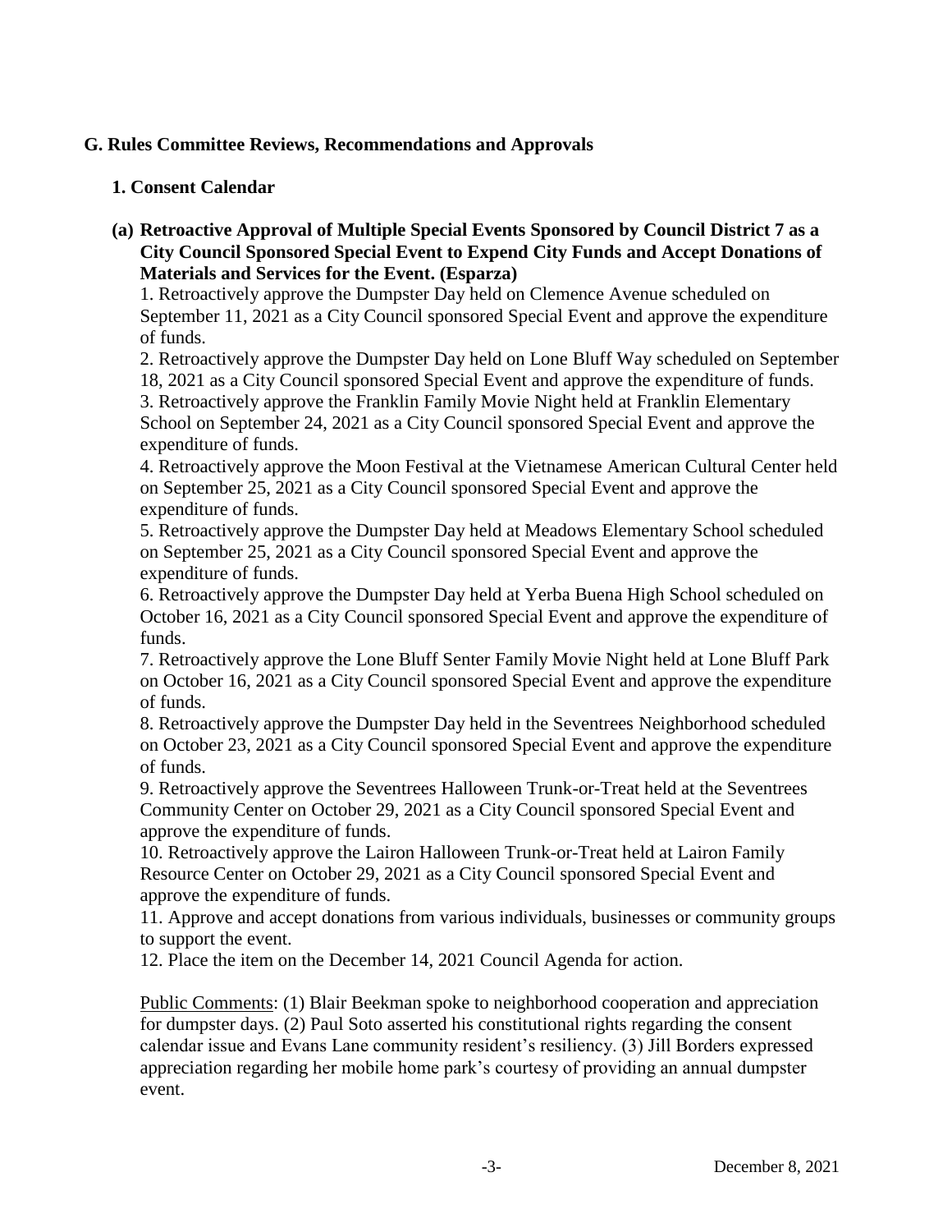## G. Rules Committee Reviews, Recommendations and Approvals

### 1. Consent Calendar

**(a) Retroactive Approval of Multiple Special Events Sponsored by Council District 7 as a City Council Sponsored Special Event to Expend City Funds and Accept Donations of Materials and Services for the Event. (Esparza)**

1. Retroactively approve the Dumpster Day held on Clemence Avenue scheduled on September 11, 2021 as a City Council sponsored Special Event and approve the expenditure of funds.
2. Retroactively approve the Dumpster Day held on Lone Bluff Way scheduled on September 18, 2021 as a City Council sponsored Special Event and approve the expenditure of funds.
3. Retroactively approve the Franklin Family Movie Night held at Franklin Elementary School on September 24, 2021 as a City Council sponsored Special Event and approve the expenditure of funds.
4. Retroactively approve the Moon Festival at the Vietnamese American Cultural Center held on September 25, 2021 as a City Council sponsored Special Event and approve the expenditure of funds.
5. Retroactively approve the Dumpster Day held at Meadows Elementary School scheduled on September 25, 2021 as a City Council sponsored Special Event and approve the expenditure of funds.
6. Retroactively approve the Dumpster Day held at Yerba Buena High School scheduled on October 16, 2021 as a City Council sponsored Special Event and approve the expenditure of funds.
7. Retroactively approve the Lone Bluff Senter Family Movie Night held at Lone Bluff Park on October 16, 2021 as a City Council sponsored Special Event and approve the expenditure of funds.
8. Retroactively approve the Dumpster Day held in the Seventrees Neighborhood scheduled on October 23, 2021 as a City Council sponsored Special Event and approve the expenditure of funds.
9. Retroactively approve the Seventrees Halloween Trunk-or-Treat held at the Seventrees Community Center on October 29, 2021 as a City Council sponsored Special Event and approve the expenditure of funds.
10. Retroactively approve the Lairon Halloween Trunk-or-Treat held at Lairon Family Resource Center on October 29, 2021 as a City Council sponsored Special Event and approve the expenditure of funds.
11. Approve and accept donations from various individuals, businesses or community groups to support the event.
12. Place the item on the December 14, 2021 Council Agenda for action.

Public Comments: (1) Blair Beekman spoke to neighborhood cooperation and appreciation for dumpster days. (2) Paul Soto asserted his constitutional rights regarding the consent calendar issue and Evans Lane community resident's resiliency. (3) Jill Borders expressed appreciation regarding her mobile home park's courtesy of providing an annual dumpster event.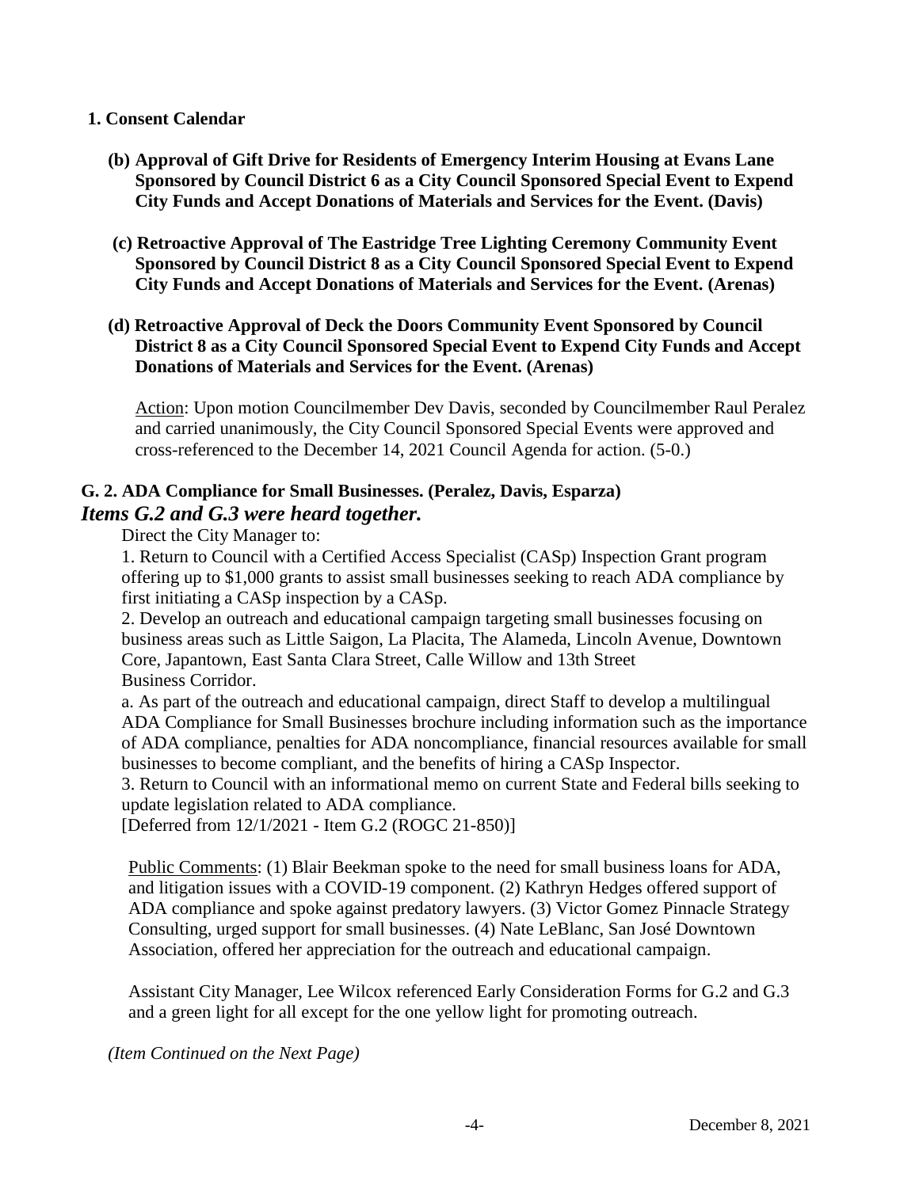**1. Consent Calendar**

**(b) Approval of Gift Drive for Residents of Emergency Interim Housing at Evans Lane Sponsored by Council District 6 as a City Council Sponsored Special Event to Expend City Funds and Accept Donations of Materials and Services for the Event. (Davis)**

**(c) Retroactive Approval of The Eastridge Tree Lighting Ceremony Community Event Sponsored by Council District 8 as a City Council Sponsored Special Event to Expend City Funds and Accept Donations of Materials and Services for the Event. (Arenas)**

**(d) Retroactive Approval of Deck the Doors Community Event Sponsored by Council District 8 as a City Council Sponsored Special Event to Expend City Funds and Accept Donations of Materials and Services for the Event. (Arenas)**

Action: Upon motion Councilmember Dev Davis, seconded by Councilmember Raul Peralez and carried unanimously, the City Council Sponsored Special Events were approved and cross-referenced to the December 14, 2021 Council Agenda for action. (5-0.)

**G. 2. ADA Compliance for Small Businesses. (Peralez, Davis, Esparza)**

***Items G.2 and G.3 were heard together.***

Direct the City Manager to:

1. Return to Council with a Certified Access Specialist (CASp) Inspection Grant program offering up to $1,000 grants to assist small businesses seeking to reach ADA compliance by first initiating a CASp inspection by a CASp.
2. Develop an outreach and educational campaign targeting small businesses focusing on business areas such as Little Saigon, La Placita, The Alameda, Lincoln Avenue, Downtown Core, Japantown, East Santa Clara Street, Calle Willow and 13th Street Business Corridor.

a. As part of the outreach and educational campaign, direct Staff to develop a multilingual ADA Compliance for Small Businesses brochure including information such as the importance of ADA compliance, penalties for ADA noncompliance, financial resources available for small businesses to become compliant, and the benefits of hiring a CASp Inspector.

3. Return to Council with an informational memo on current State and Federal bills seeking to update legislation related to ADA compliance.

[Deferred from 12/1/2021 - Item G.2 (ROGC 21-850)]

Public Comments: (1) Blair Beekman spoke to the need for small business loans for ADA, and litigation issues with a COVID-19 component. (2) Kathryn Hedges offered support of ADA compliance and spoke against predatory lawyers. (3) Victor Gomez Pinnacle Strategy Consulting, urged support for small businesses. (4) Nate LeBlanc, San José Downtown Association, offered her appreciation for the outreach and educational campaign.

Assistant City Manager, Lee Wilcox referenced Early Consideration Forms for G.2 and G.3 and a green light for all except for the one yellow light for promoting outreach.

*(Item Continued on the Next Page)*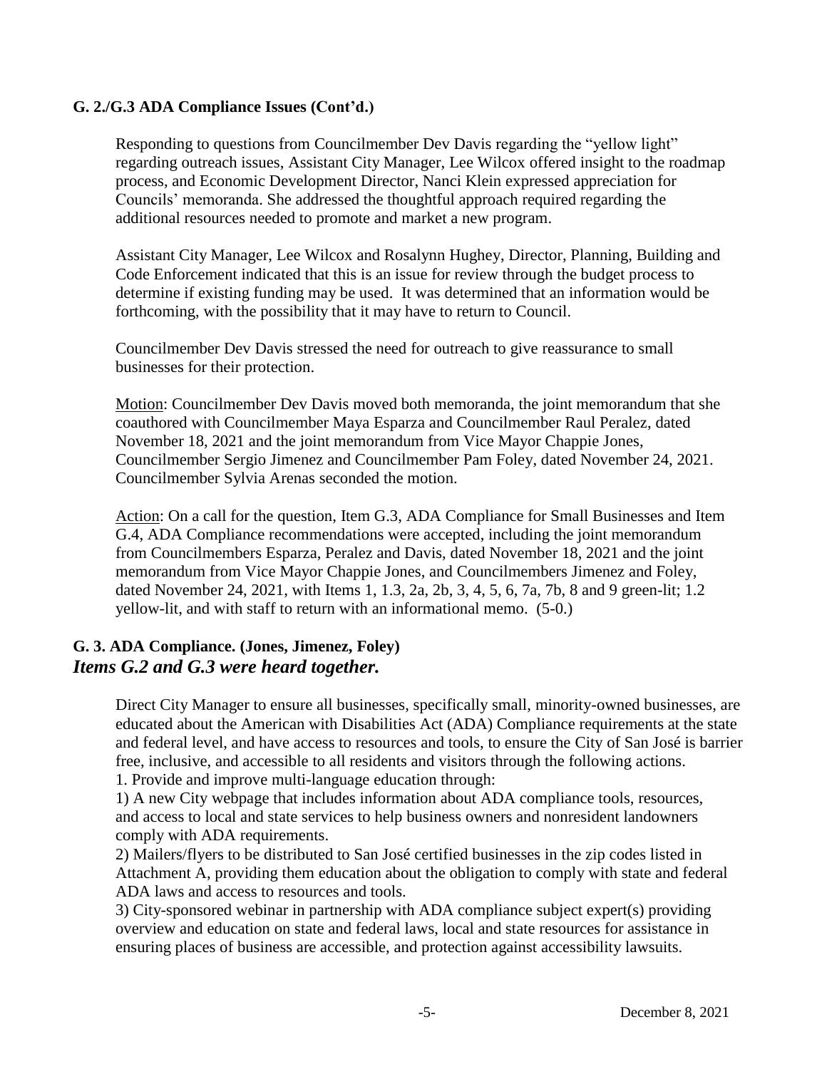### G. 2./G.3 ADA Compliance Issues (Cont'd.)

Responding to questions from Councilmember Dev Davis regarding the "yellow light" regarding outreach issues, Assistant City Manager, Lee Wilcox offered insight to the roadmap process, and Economic Development Director, Nanci Klein expressed appreciation for Councils' memoranda. She addressed the thoughtful approach required regarding the additional resources needed to promote and market a new program.

Assistant City Manager, Lee Wilcox and Rosalynn Hughey, Director, Planning, Building and Code Enforcement indicated that this is an issue for review through the budget process to determine if existing funding may be used. It was determined that an information would be forthcoming, with the possibility that it may have to return to Council.

Councilmember Dev Davis stressed the need for outreach to give reassurance to small businesses for their protection.

Motion: Councilmember Dev Davis moved both memoranda, the joint memorandum that she coauthored with Councilmember Maya Esparza and Councilmember Raul Peralez, dated November 18, 2021 and the joint memorandum from Vice Mayor Chappie Jones, Councilmember Sergio Jimenez and Councilmember Pam Foley, dated November 24, 2021. Councilmember Sylvia Arenas seconded the motion.

Action: On a call for the question, Item G.3, ADA Compliance for Small Businesses and Item G.4, ADA Compliance recommendations were accepted, including the joint memorandum from Councilmembers Esparza, Peralez and Davis, dated November 18, 2021 and the joint memorandum from Vice Mayor Chappie Jones, and Councilmembers Jimenez and Foley, dated November 24, 2021, with Items 1, 1.3, 2a, 2b, 3, 4, 5, 6, 7a, 7b, 8 and 9 green-lit; 1.2 yellow-lit, and with staff to return with an informational memo. (5-0.)

### G. 3. ADA Compliance. (Jones, Jimenez, Foley)
***Items G.2 and G.3 were heard together.***

Direct City Manager to ensure all businesses, specifically small, minority-owned businesses, are educated about the American with Disabilities Act (ADA) Compliance requirements at the state and federal level, and have access to resources and tools, to ensure the City of San José is barrier free, inclusive, and accessible to all residents and visitors through the following actions.
1. Provide and improve multi-language education through:
1) A new City webpage that includes information about ADA compliance tools, resources, and access to local and state services to help business owners and nonresident landowners comply with ADA requirements.
2) Mailers/flyers to be distributed to San José certified businesses in the zip codes listed in Attachment A, providing them education about the obligation to comply with state and federal ADA laws and access to resources and tools.
3) City-sponsored webinar in partnership with ADA compliance subject expert(s) providing overview and education on state and federal laws, local and state resources for assistance in ensuring places of business are accessible, and protection against accessibility lawsuits.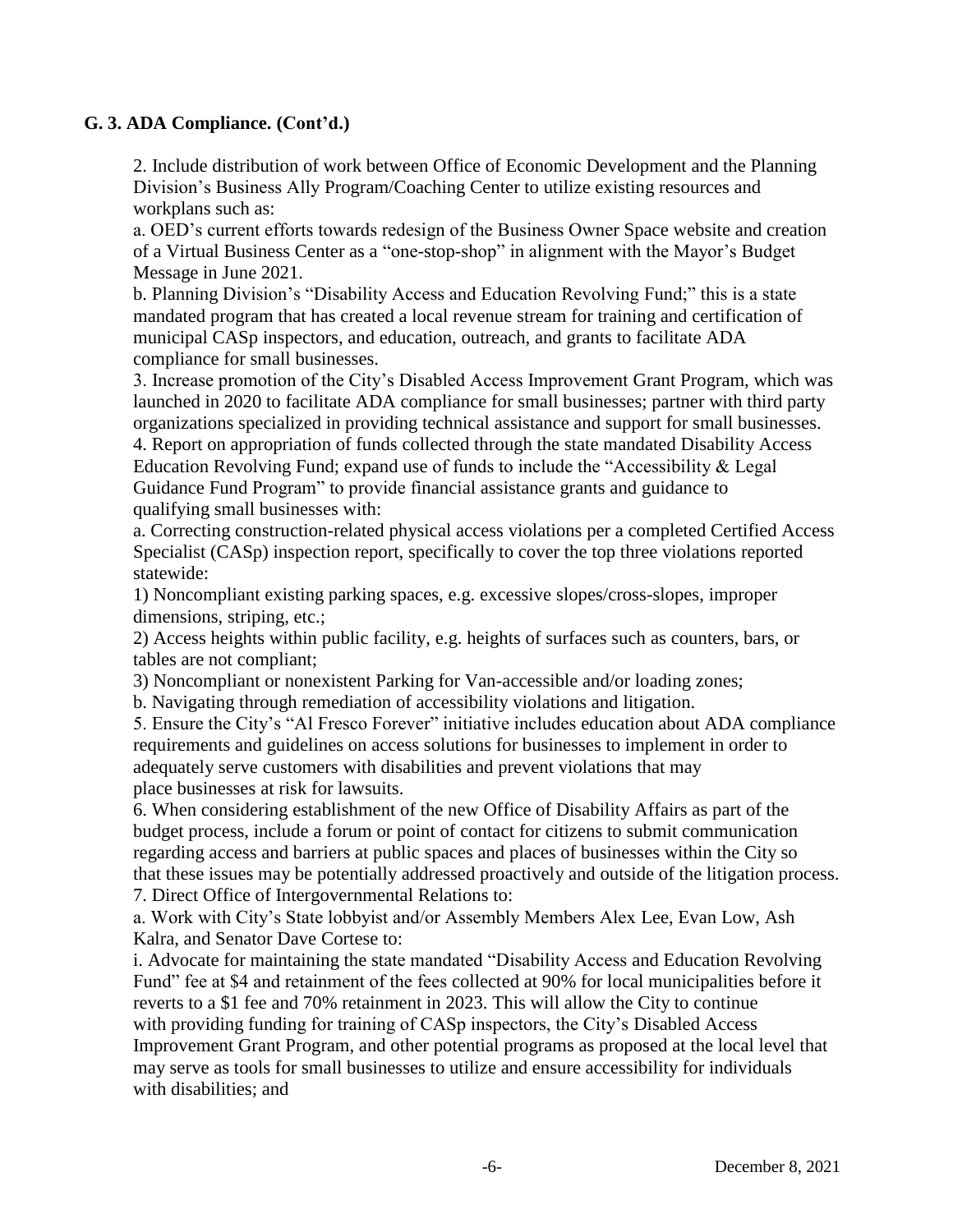**G. 3. ADA Compliance. (Cont'd.)**

2. Include distribution of work between Office of Economic Development and the Planning Division's Business Ally Program/Coaching Center to utilize existing resources and workplans such as:

a. OED's current efforts towards redesign of the Business Owner Space website and creation of a Virtual Business Center as a "one-stop-shop" in alignment with the Mayor's Budget Message in June 2021.

b. Planning Division's "Disability Access and Education Revolving Fund;" this is a state mandated program that has created a local revenue stream for training and certification of municipal CASp inspectors, and education, outreach, and grants to facilitate ADA compliance for small businesses.

3. Increase promotion of the City's Disabled Access Improvement Grant Program, which was launched in 2020 to facilitate ADA compliance for small businesses; partner with third party organizations specialized in providing technical assistance and support for small businesses.

4. Report on appropriation of funds collected through the state mandated Disability Access Education Revolving Fund; expand use of funds to include the "Accessibility & Legal Guidance Fund Program" to provide financial assistance grants and guidance to qualifying small businesses with:

a. Correcting construction-related physical access violations per a completed Certified Access Specialist (CASp) inspection report, specifically to cover the top three violations reported statewide:

1) Noncompliant existing parking spaces, e.g. excessive slopes/cross-slopes, improper dimensions, striping, etc.;

2) Access heights within public facility, e.g. heights of surfaces such as counters, bars, or tables are not compliant;

3) Noncompliant or nonexistent Parking for Van-accessible and/or loading zones;

b. Navigating through remediation of accessibility violations and litigation.

5. Ensure the City's "Al Fresco Forever" initiative includes education about ADA compliance requirements and guidelines on access solutions for businesses to implement in order to adequately serve customers with disabilities and prevent violations that may place businesses at risk for lawsuits.

6. When considering establishment of the new Office of Disability Affairs as part of the budget process, include a forum or point of contact for citizens to submit communication regarding access and barriers at public spaces and places of businesses within the City so that these issues may be potentially addressed proactively and outside of the litigation process.

7. Direct Office of Intergovernmental Relations to:

a. Work with City's State lobbyist and/or Assembly Members Alex Lee, Evan Low, Ash Kalra, and Senator Dave Cortese to:

i. Advocate for maintaining the state mandated "Disability Access and Education Revolving Fund" fee at $4 and retainment of the fees collected at 90% for local municipalities before it reverts to a $1 fee and 70% retainment in 2023. This will allow the City to continue with providing funding for training of CASp inspectors, the City's Disabled Access Improvement Grant Program, and other potential programs as proposed at the local level that may serve as tools for small businesses to utilize and ensure accessibility for individuals with disabilities; and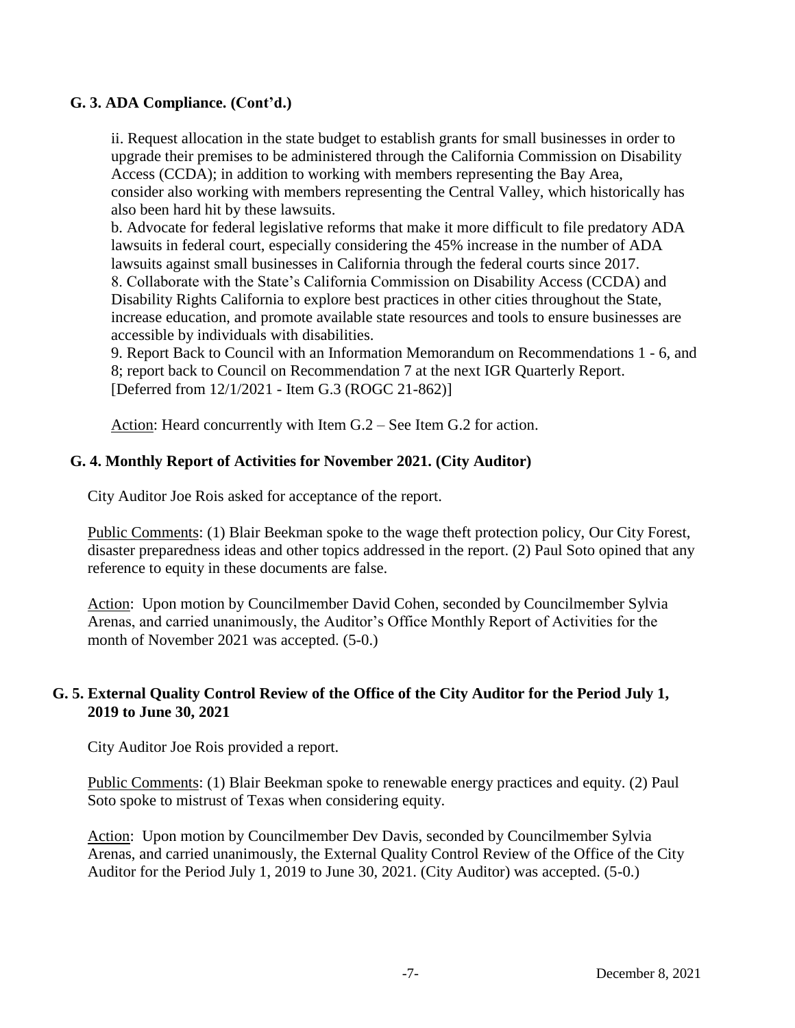### G. 3. ADA Compliance. (Cont'd.)

ii. Request allocation in the state budget to establish grants for small businesses in order to upgrade their premises to be administered through the California Commission on Disability Access (CCDA); in addition to working with members representing the Bay Area, consider also working with members representing the Central Valley, which historically has also been hard hit by these lawsuits.

b. Advocate for federal legislative reforms that make it more difficult to file predatory ADA lawsuits in federal court, especially considering the 45% increase in the number of ADA lawsuits against small businesses in California through the federal courts since 2017.

8. Collaborate with the State's California Commission on Disability Access (CCDA) and Disability Rights California to explore best practices in other cities throughout the State, increase education, and promote available state resources and tools to ensure businesses are accessible by individuals with disabilities.

9. Report Back to Council with an Information Memorandum on Recommendations 1 - 6, and 8; report back to Council on Recommendation 7 at the next IGR Quarterly Report.
[Deferred from 12/1/2021 - Item G.3 (ROGC 21-862)]

Action: Heard concurrently with Item G.2 – See Item G.2 for action.

### G. 4. Monthly Report of Activities for November 2021. (City Auditor)

City Auditor Joe Rois asked for acceptance of the report.

Public Comments: (1) Blair Beekman spoke to the wage theft protection policy, Our City Forest, disaster preparedness ideas and other topics addressed in the report. (2) Paul Soto opined that any reference to equity in these documents are false.

Action: Upon motion by Councilmember David Cohen, seconded by Councilmember Sylvia Arenas, and carried unanimously, the Auditor's Office Monthly Report of Activities for the month of November 2021 was accepted. (5-0.)

### G. 5. External Quality Control Review of the Office of the City Auditor for the Period July 1, 2019 to June 30, 2021

City Auditor Joe Rois provided a report.

Public Comments: (1) Blair Beekman spoke to renewable energy practices and equity. (2) Paul Soto spoke to mistrust of Texas when considering equity.

Action: Upon motion by Councilmember Dev Davis, seconded by Councilmember Sylvia Arenas, and carried unanimously, the External Quality Control Review of the Office of the City Auditor for the Period July 1, 2019 to June 30, 2021. (City Auditor) was accepted. (5-0.)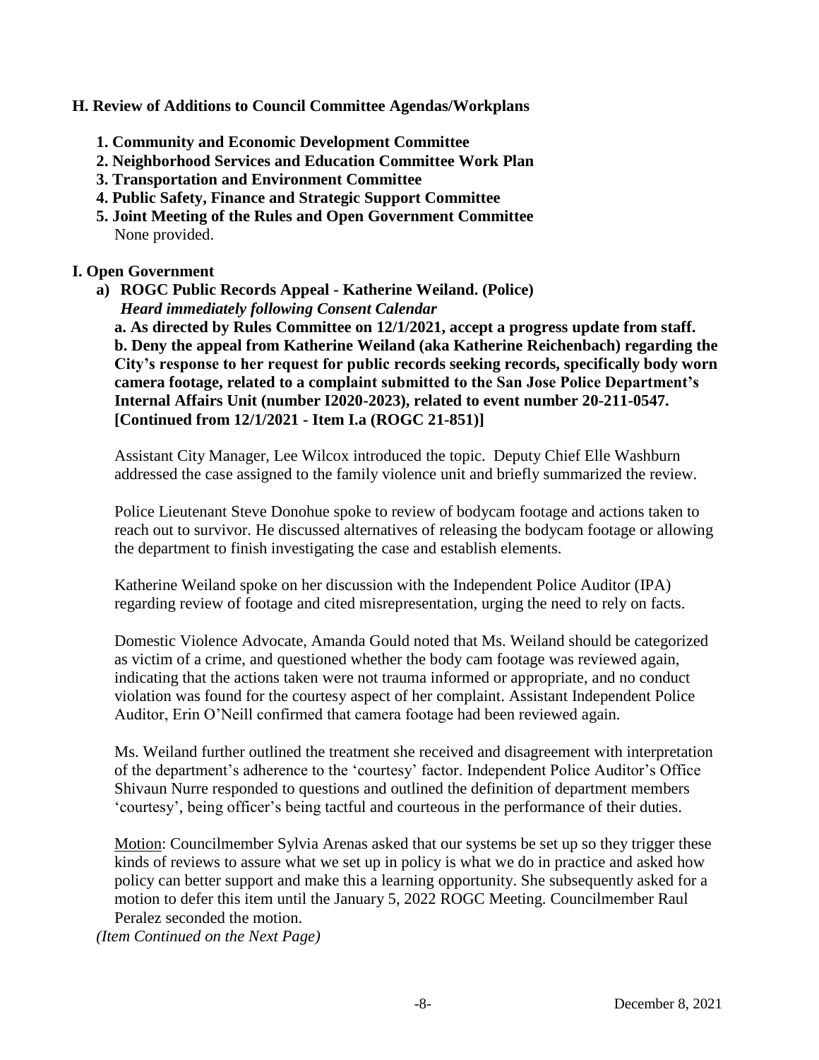## H. Review of Additions to Council Committee Agendas/Workplans

1. **Community and Economic Development Committee**
2. **Neighborhood Services and Education Committee Work Plan**
3. **Transportation and Environment Committee**
4. **Public Safety, Finance and Strategic Support Committee**
5. **Joint Meeting of the Rules and Open Government Committee**
   None provided.

## I. Open Government

**a) ROGC Public Records Appeal - Katherine Weiland. (Police)**
   ***Heard immediately following Consent Calendar***

**a. As directed by Rules Committee on 12/1/2021, accept a progress update from staff.**
**b. Deny the appeal from Katherine Weiland (aka Katherine Reichenbach) regarding the City's response to her request for public records seeking records, specifically body worn camera footage, related to a complaint submitted to the San Jose Police Department's Internal Affairs Unit (number I2020-2023), related to event number 20-211-0547. [Continued from 12/1/2021 - Item I.a (ROGC 21-851)]**

Assistant City Manager, Lee Wilcox introduced the topic. Deputy Chief Elle Washburn addressed the case assigned to the family violence unit and briefly summarized the review.

Police Lieutenant Steve Donohue spoke to review of bodycam footage and actions taken to reach out to survivor. He discussed alternatives of releasing the bodycam footage or allowing the department to finish investigating the case and establish elements.

Katherine Weiland spoke on her discussion with the Independent Police Auditor (IPA) regarding review of footage and cited misrepresentation, urging the need to rely on facts.

Domestic Violence Advocate, Amanda Gould noted that Ms. Weiland should be categorized as victim of a crime, and questioned whether the body cam footage was reviewed again, indicating that the actions taken were not trauma informed or appropriate, and no conduct violation was found for the courtesy aspect of her complaint. Assistant Independent Police Auditor, Erin O'Neill confirmed that camera footage had been reviewed again.

Ms. Weiland further outlined the treatment she received and disagreement with interpretation of the department's adherence to the 'courtesy' factor. Independent Police Auditor's Office Shivaun Nurre responded to questions and outlined the definition of department members 'courtesy', being officer's being tactful and courteous in the performance of their duties.

<u>Motion</u>: Councilmember Sylvia Arenas asked that our systems be set up so they trigger these kinds of reviews to assure what we set up in policy is what we do in practice and asked how policy can better support and make this a learning opportunity. She subsequently asked for a motion to defer this item until the January 5, 2022 ROGC Meeting. Councilmember Raul Peralez seconded the motion.

*(Item Continued on the Next Page)*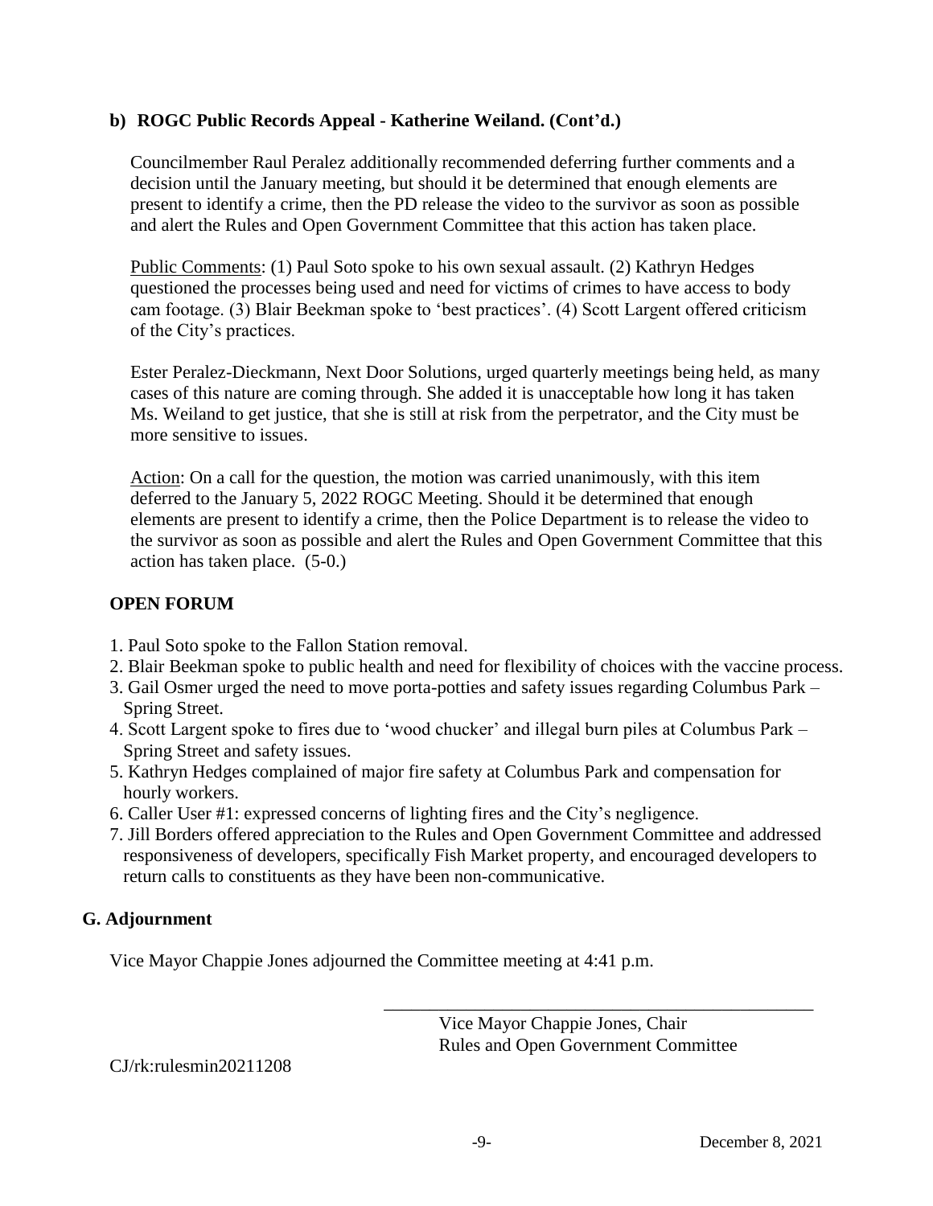### b) ROGC Public Records Appeal - Katherine Weiland. (Cont'd.)

Councilmember Raul Peralez additionally recommended deferring further comments and a decision until the January meeting, but should it be determined that enough elements are present to identify a crime, then the PD release the video to the survivor as soon as possible and alert the Rules and Open Government Committee that this action has taken place.

Public Comments: (1) Paul Soto spoke to his own sexual assault. (2) Kathryn Hedges questioned the processes being used and need for victims of crimes to have access to body cam footage. (3) Blair Beekman spoke to 'best practices'. (4) Scott Largent offered criticism of the City's practices.

Ester Peralez-Dieckmann, Next Door Solutions, urged quarterly meetings being held, as many cases of this nature are coming through. She added it is unacceptable how long it has taken Ms. Weiland to get justice, that she is still at risk from the perpetrator, and the City must be more sensitive to issues.

Action: On a call for the question, the motion was carried unanimously, with this item deferred to the January 5, 2022 ROGC Meeting. Should it be determined that enough elements are present to identify a crime, then the Police Department is to release the video to the survivor as soon as possible and alert the Rules and Open Government Committee that this action has taken place. (5-0.)

## OPEN FORUM

1. Paul Soto spoke to the Fallon Station removal.
2. Blair Beekman spoke to public health and need for flexibility of choices with the vaccine process.
3. Gail Osmer urged the need to move porta-potties and safety issues regarding Columbus Park – Spring Street.
4. Scott Largent spoke to fires due to 'wood chucker' and illegal burn piles at Columbus Park – Spring Street and safety issues.
5. Kathryn Hedges complained of major fire safety at Columbus Park and compensation for hourly workers.
6. Caller User #1: expressed concerns of lighting fires and the City's negligence.
7. Jill Borders offered appreciation to the Rules and Open Government Committee and addressed responsiveness of developers, specifically Fish Market property, and encouraged developers to return calls to constituents as they have been non-communicative.

## G. Adjournment

Vice Mayor Chappie Jones adjourned the Committee meeting at 4:41 p.m.

\_\_\_\_\_\_\_\_\_\_\_\_\_\_\_\_\_\_\_\_\_\_\_\_\_\_\_\_\_\_\_\_\_\_\_\_\_\_\_\_\_\_\_\_

Vice Mayor Chappie Jones, Chair
Rules and Open Government Committee

CJ/rk:rulesmin20211208